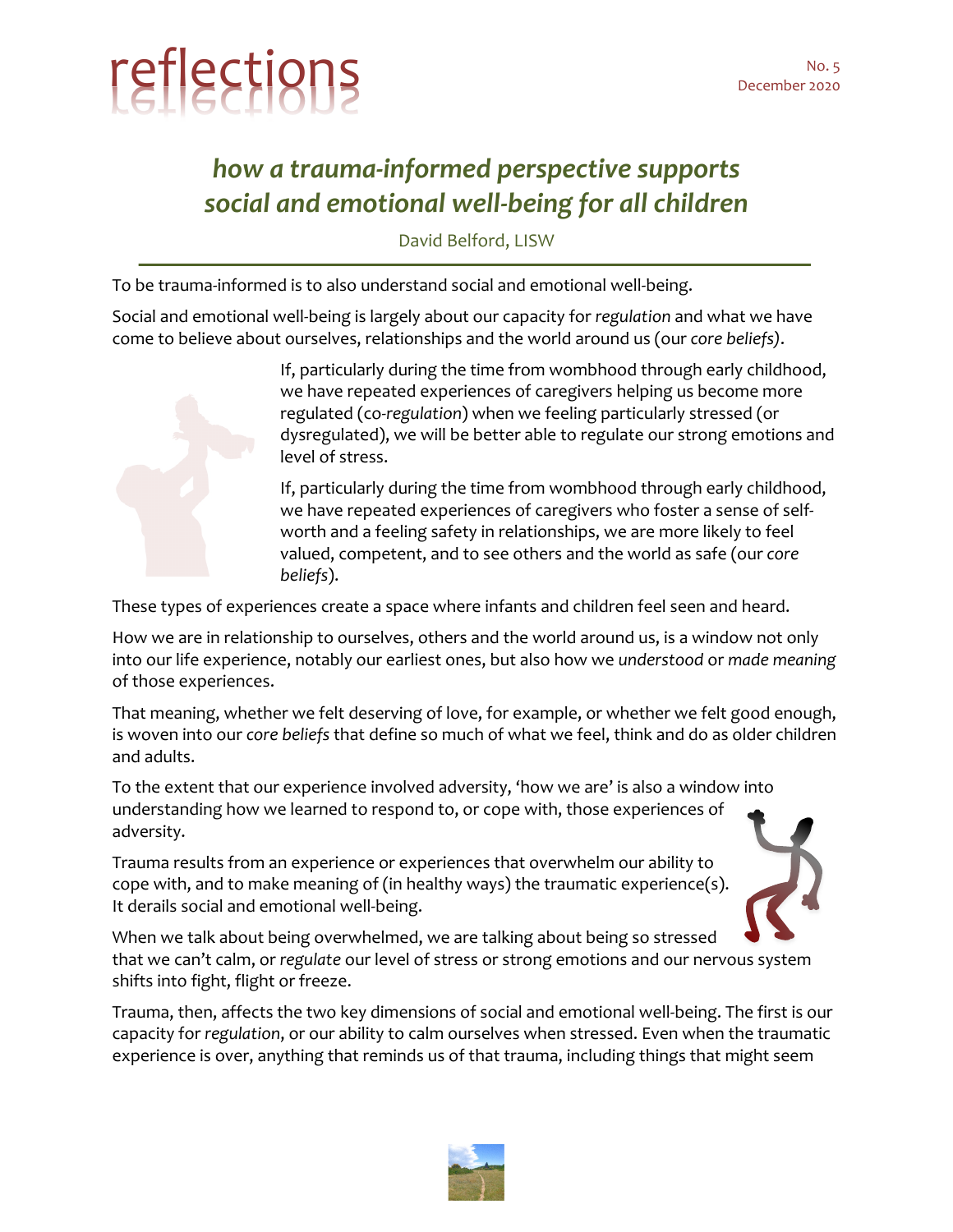# reflections

No. 5
December 2020

## *how a trauma-informed perspective supports social and emotional well-being for all children*

David Belford, LISW

---

To be trauma-informed is to also understand social and emotional well-being.

Social and emotional well-being is largely about our capacity for *regulation* and what we have come to believe about ourselves, relationships and the world around us (our *core beliefs)*.

If, particularly during the time from wombhood through early childhood, we have repeated experiences of caregivers helping us become more regulated (co-*regulation*) when we feeling particularly stressed (or dysregulated), we will be better able to regulate our strong emotions and level of stress.

If, particularly during the time from wombhood through early childhood, we have repeated experiences of caregivers who foster a sense of self-worth and a feeling safety in relationships, we are more likely to feel valued, competent, and to see others and the world as safe (our *core beliefs*).

These types of experiences create a space where infants and children feel seen and heard.

How we are in relationship to ourselves, others and the world around us, is a window not only into our life experience, notably our earliest ones, but also how we *understood* or *made meaning* of those experiences.

That meaning, whether we felt deserving of love, for example, or whether we felt good enough, is woven into our *core beliefs* that define so much of what we feel, think and do as older children and adults.

To the extent that our experience involved adversity, 'how we are' is also a window into understanding how we learned to respond to, or cope with, those experiences of adversity.

Trauma results from an experience or experiences that overwhelm our ability to cope with, and to make meaning of (in healthy ways) the traumatic experience(s). It derails social and emotional well-being.

When we talk about being overwhelmed, we are talking about being so stressed that we can't calm, or *regulate* our level of stress or strong emotions and our nervous system shifts into fight, flight or freeze.

Trauma, then, affects the two key dimensions of social and emotional well-being. The first is our capacity for *regulation*, or our ability to calm ourselves when stressed. Even when the traumatic experience is over, anything that reminds us of that trauma, including things that might seem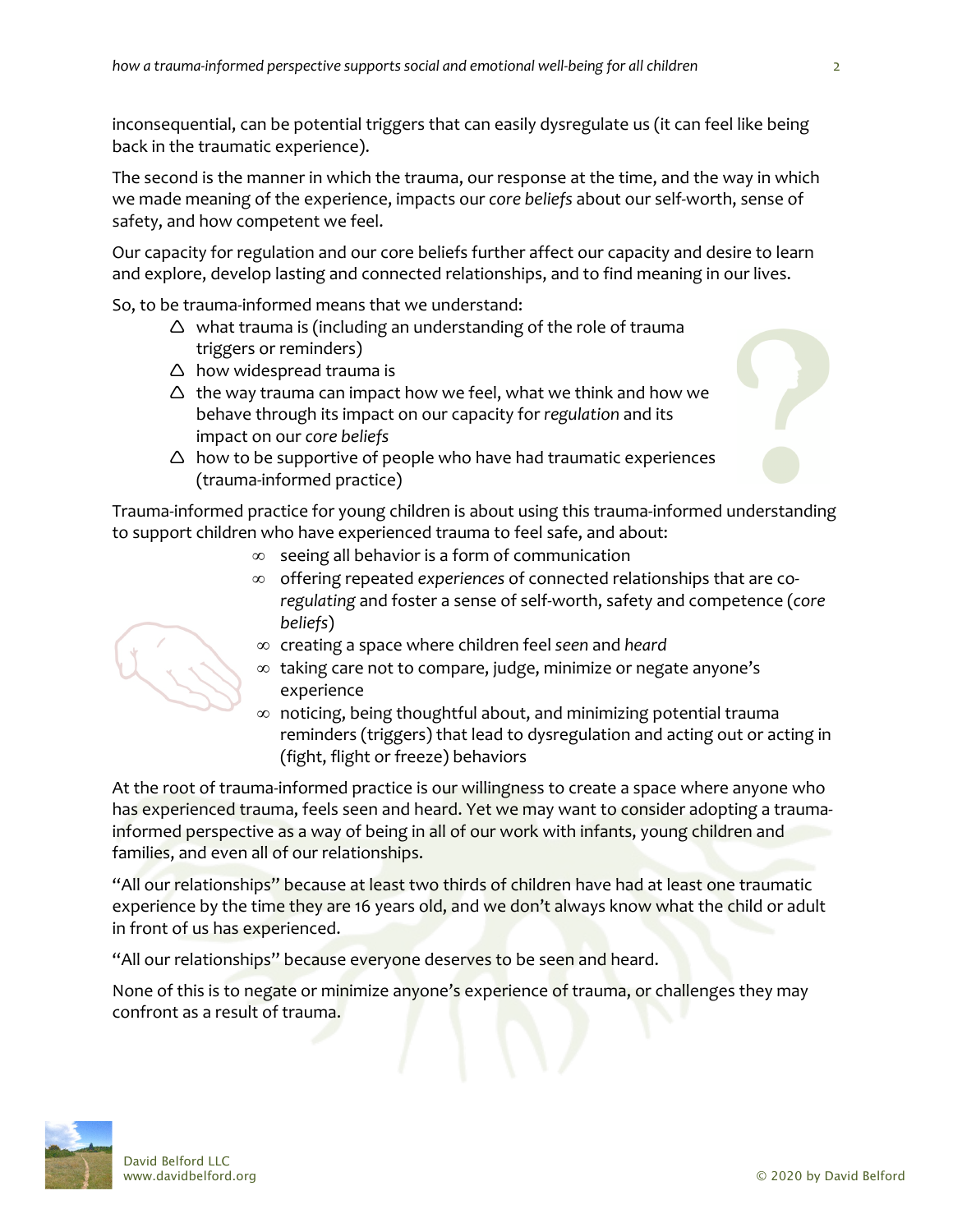inconsequential, can be potential triggers that can easily dysregulate us (it can feel like being back in the traumatic experience).

The second is the manner in which the trauma, our response at the time, and the way in which we made meaning of the experience, impacts our *core beliefs* about our self-worth, sense of safety, and how competent we feel.

Our capacity for regulation and our core beliefs further affect our capacity and desire to learn and explore, develop lasting and connected relationships, and to find meaning in our lives.

So, to be trauma-informed means that we understand:

- what trauma is (including an understanding of the role of trauma triggers or reminders)
- how widespread trauma is
- the way trauma can impact how we feel, what we think and how we behave through its impact on our capacity for *regulation* and its impact on our *core beliefs*
- how to be supportive of people who have had traumatic experiences (trauma-informed practice)

Trauma-informed practice for young children is about using this trauma-informed understanding to support children who have experienced trauma to feel safe, and about:

- seeing all behavior is a form of communication
- offering repeated *experiences* of connected relationships that are *co-regulating* and foster a sense of self-worth, safety and competence (*core beliefs*)
- creating a space where children feel *seen* and *heard*
- taking care not to compare, judge, minimize or negate anyone's experience
- noticing, being thoughtful about, and minimizing potential trauma reminders (triggers) that lead to dysregulation and acting out or acting in (fight, flight or freeze) behaviors

At the root of trauma-informed practice is our willingness to create a space where anyone who has experienced trauma, feels seen and heard. Yet we may want to consider adopting a trauma-informed perspective as a way of being in all of our work with infants, young children and families, and even all of our relationships.

"All our relationships" because at least two thirds of children have had at least one traumatic experience by the time they are 16 years old, and we don't always know what the child or adult in front of us has experienced.

"All our relationships" because everyone deserves to be seen and heard.

None of this is to negate or minimize anyone's experience of trauma, or challenges they may confront as a result of trauma.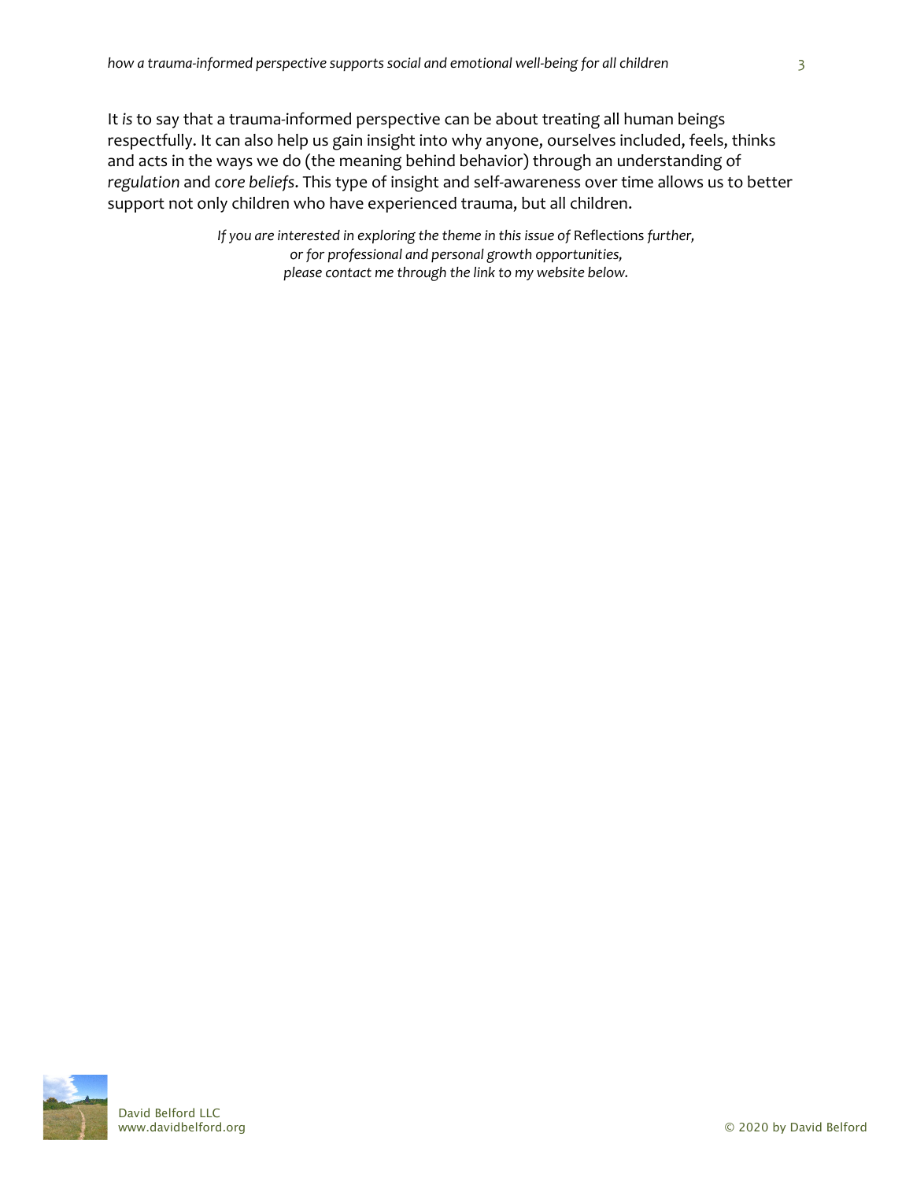It *is* to say that a trauma-informed perspective can be about treating all human beings respectfully. It can also help us gain insight into why anyone, ourselves included, feels, thinks and acts in the ways we do (the meaning behind behavior) through an understanding of *regulation* and *core beliefs*. This type of insight and self-awareness over time allows us to better support not only children who have experienced trauma, but all children.

*If you are interested in exploring the theme in this issue of* Reflections *further,*
*or for professional and personal growth opportunities,*
*please contact me through the link to my website below.*